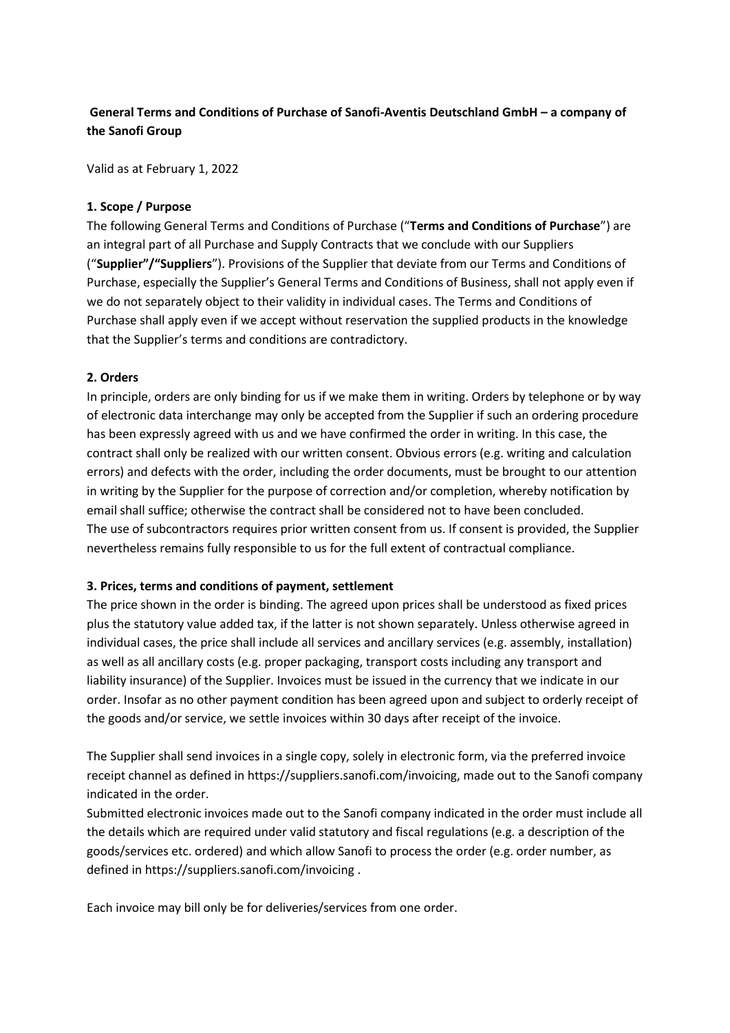**General Terms and Conditions of Purchase of Sanofi-Aventis Deutschland GmbH – a company of the Sanofi Group**

Valid as at February 1, 2022

**1. Scope / Purpose**

The following General Terms and Conditions of Purchase ("**Terms and Conditions of Purchase**") are an integral part of all Purchase and Supply Contracts that we conclude with our Suppliers ("**Supplier"/"Suppliers**"). Provisions of the Supplier that deviate from our Terms and Conditions of Purchase, especially the Supplier's General Terms and Conditions of Business, shall not apply even if we do not separately object to their validity in individual cases. The Terms and Conditions of Purchase shall apply even if we accept without reservation the supplied products in the knowledge that the Supplier's terms and conditions are contradictory.

**2. Orders**

In principle, orders are only binding for us if we make them in writing. Orders by telephone or by way of electronic data interchange may only be accepted from the Supplier if such an ordering procedure has been expressly agreed with us and we have confirmed the order in writing. In this case, the contract shall only be realized with our written consent. Obvious errors (e.g. writing and calculation errors) and defects with the order, including the order documents, must be brought to our attention in writing by the Supplier for the purpose of correction and/or completion, whereby notification by email shall suffice; otherwise the contract shall be considered not to have been concluded.
The use of subcontractors requires prior written consent from us. If consent is provided, the Supplier nevertheless remains fully responsible to us for the full extent of contractual compliance.

**3. Prices, terms and conditions of payment, settlement**

The price shown in the order is binding. The agreed upon prices shall be understood as fixed prices plus the statutory value added tax, if the latter is not shown separately. Unless otherwise agreed in individual cases, the price shall include all services and ancillary services (e.g. assembly, installation) as well as all ancillary costs (e.g. proper packaging, transport costs including any transport and liability insurance) of the Supplier. Invoices must be issued in the currency that we indicate in our order. Insofar as no other payment condition has been agreed upon and subject to orderly receipt of the goods and/or service, we settle invoices within 30 days after receipt of the invoice.

The Supplier shall send invoices in a single copy, solely in electronic form, via the preferred invoice receipt channel as defined in https://suppliers.sanofi.com/invoicing, made out to the Sanofi company indicated in the order.
Submitted electronic invoices made out to the Sanofi company indicated in the order must include all the details which are required under valid statutory and fiscal regulations (e.g. a description of the goods/services etc. ordered) and which allow Sanofi to process the order (e.g. order number, as defined in https://suppliers.sanofi.com/invoicing .

Each invoice may bill only be for deliveries/services from one order.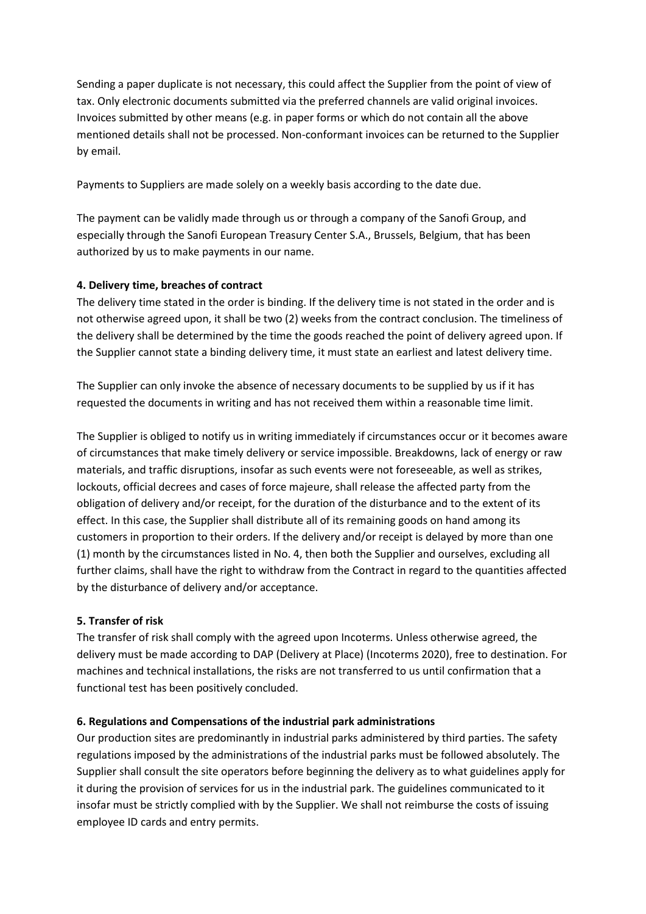Sending a paper duplicate is not necessary, this could affect the Supplier from the point of view of tax. Only electronic documents submitted via the preferred channels are valid original invoices. Invoices submitted by other means (e.g. in paper forms or which do not contain all the above mentioned details shall not be processed. Non-conformant invoices can be returned to the Supplier by email.

Payments to Suppliers are made solely on a weekly basis according to the date due.

The payment can be validly made through us or through a company of the Sanofi Group, and especially through the Sanofi European Treasury Center S.A., Brussels, Belgium, that has been authorized by us to make payments in our name.

**4. Delivery time, breaches of contract**

The delivery time stated in the order is binding. If the delivery time is not stated in the order and is not otherwise agreed upon, it shall be two (2) weeks from the contract conclusion. The timeliness of the delivery shall be determined by the time the goods reached the point of delivery agreed upon. If the Supplier cannot state a binding delivery time, it must state an earliest and latest delivery time.

The Supplier can only invoke the absence of necessary documents to be supplied by us if it has requested the documents in writing and has not received them within a reasonable time limit.

The Supplier is obliged to notify us in writing immediately if circumstances occur or it becomes aware of circumstances that make timely delivery or service impossible. Breakdowns, lack of energy or raw materials, and traffic disruptions, insofar as such events were not foreseeable, as well as strikes, lockouts, official decrees and cases of force majeure, shall release the affected party from the obligation of delivery and/or receipt, for the duration of the disturbance and to the extent of its effect. In this case, the Supplier shall distribute all of its remaining goods on hand among its customers in proportion to their orders. If the delivery and/or receipt is delayed by more than one (1) month by the circumstances listed in No. 4, then both the Supplier and ourselves, excluding all further claims, shall have the right to withdraw from the Contract in regard to the quantities affected by the disturbance of delivery and/or acceptance.

**5. Transfer of risk**

The transfer of risk shall comply with the agreed upon Incoterms. Unless otherwise agreed, the delivery must be made according to DAP (Delivery at Place) (Incoterms 2020), free to destination. For machines and technical installations, the risks are not transferred to us until confirmation that a functional test has been positively concluded.

**6. Regulations and Compensations of the industrial park administrations**

Our production sites are predominantly in industrial parks administered by third parties. The safety regulations imposed by the administrations of the industrial parks must be followed absolutely. The Supplier shall consult the site operators before beginning the delivery as to what guidelines apply for it during the provision of services for us in the industrial park. The guidelines communicated to it insofar must be strictly complied with by the Supplier. We shall not reimburse the costs of issuing employee ID cards and entry permits.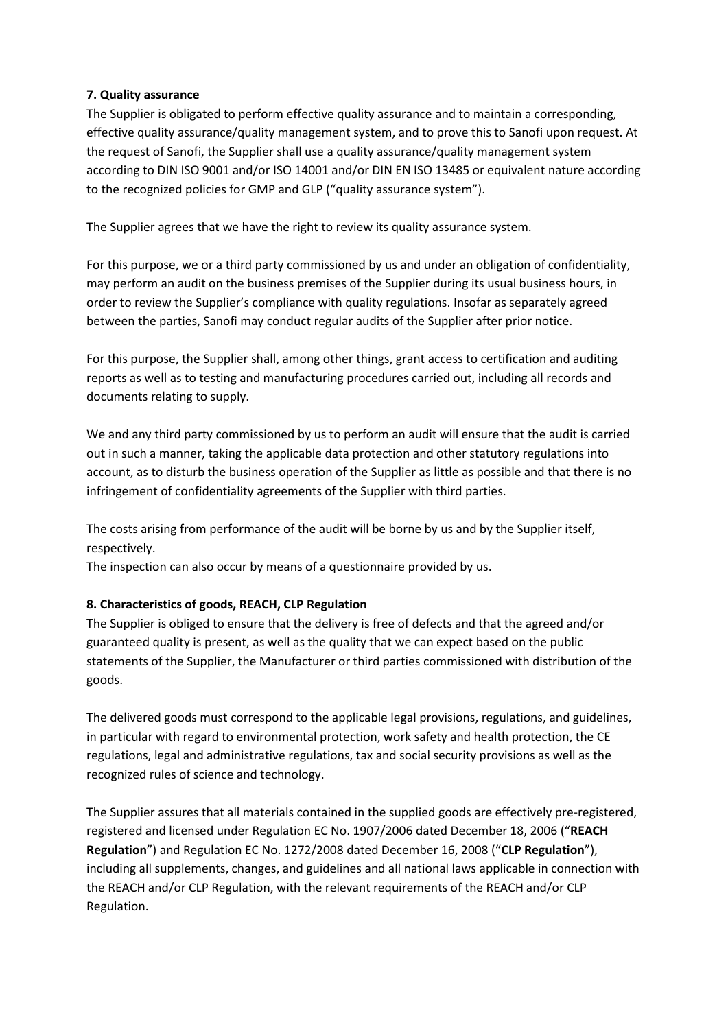**7. Quality assurance**

The Supplier is obligated to perform effective quality assurance and to maintain a corresponding, effective quality assurance/quality management system, and to prove this to Sanofi upon request. At the request of Sanofi, the Supplier shall use a quality assurance/quality management system according to DIN ISO 9001 and/or ISO 14001 and/or DIN EN ISO 13485 or equivalent nature according to the recognized policies for GMP and GLP ("quality assurance system").

The Supplier agrees that we have the right to review its quality assurance system.

For this purpose, we or a third party commissioned by us and under an obligation of confidentiality, may perform an audit on the business premises of the Supplier during its usual business hours, in order to review the Supplier's compliance with quality regulations. Insofar as separately agreed between the parties, Sanofi may conduct regular audits of the Supplier after prior notice.

For this purpose, the Supplier shall, among other things, grant access to certification and auditing reports as well as to testing and manufacturing procedures carried out, including all records and documents relating to supply.

We and any third party commissioned by us to perform an audit will ensure that the audit is carried out in such a manner, taking the applicable data protection and other statutory regulations into account, as to disturb the business operation of the Supplier as little as possible and that there is no infringement of confidentiality agreements of the Supplier with third parties.

The costs arising from performance of the audit will be borne by us and by the Supplier itself, respectively.
The inspection can also occur by means of a questionnaire provided by us.

**8. Characteristics of goods, REACH, CLP Regulation**

The Supplier is obliged to ensure that the delivery is free of defects and that the agreed and/or guaranteed quality is present, as well as the quality that we can expect based on the public statements of the Supplier, the Manufacturer or third parties commissioned with distribution of the goods.

The delivered goods must correspond to the applicable legal provisions, regulations, and guidelines, in particular with regard to environmental protection, work safety and health protection, the CE regulations, legal and administrative regulations, tax and social security provisions as well as the recognized rules of science and technology.

The Supplier assures that all materials contained in the supplied goods are effectively pre-registered, registered and licensed under Regulation EC No. 1907/2006 dated December 18, 2006 ("**REACH Regulation**") and Regulation EC No. 1272/2008 dated December 16, 2008 ("**CLP Regulation**"), including all supplements, changes, and guidelines and all national laws applicable in connection with the REACH and/or CLP Regulation, with the relevant requirements of the REACH and/or CLP Regulation.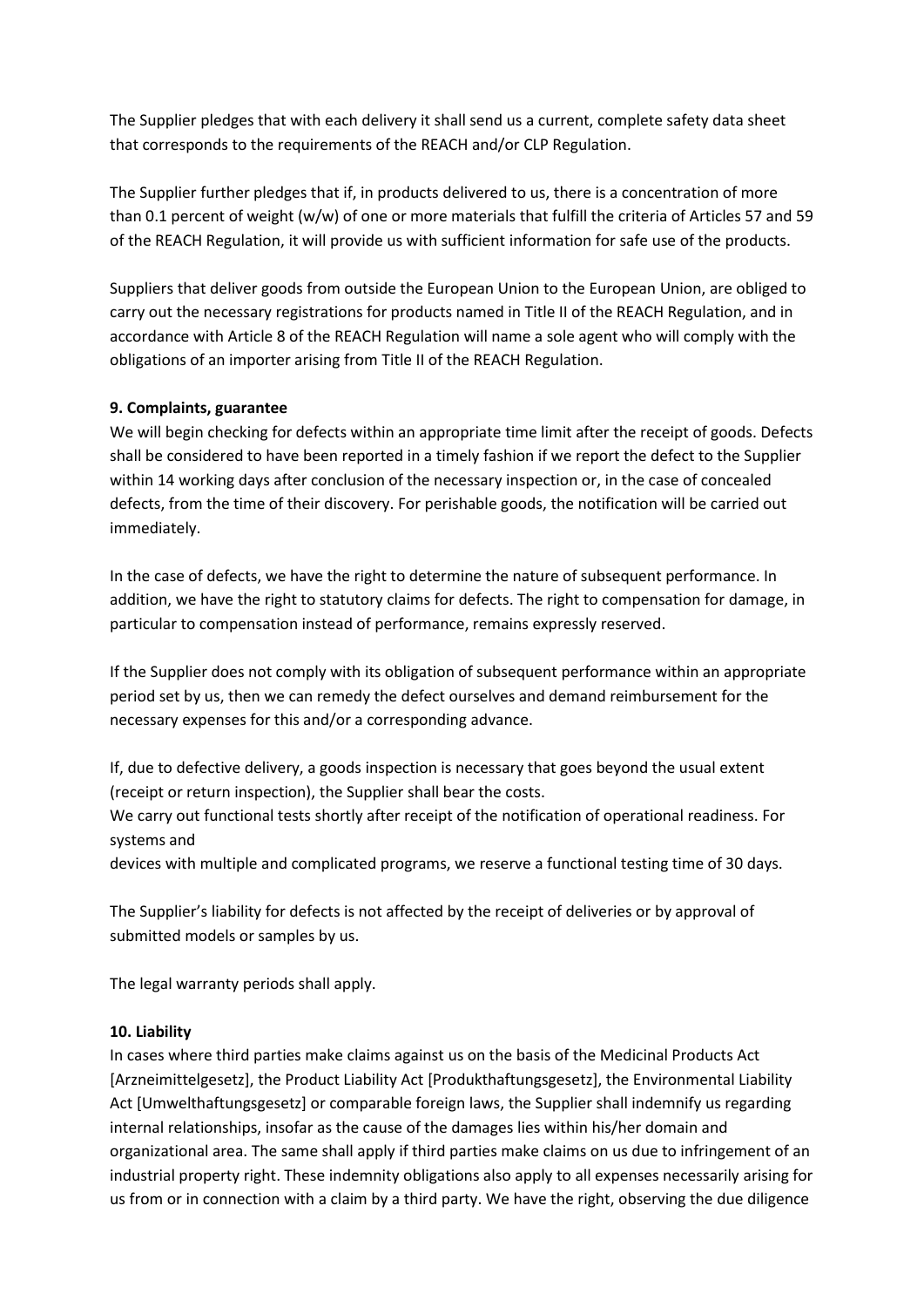The Supplier pledges that with each delivery it shall send us a current, complete safety data sheet that corresponds to the requirements of the REACH and/or CLP Regulation.

The Supplier further pledges that if, in products delivered to us, there is a concentration of more than 0.1 percent of weight (w/w) of one or more materials that fulfill the criteria of Articles 57 and 59 of the REACH Regulation, it will provide us with sufficient information for safe use of the products.

Suppliers that deliver goods from outside the European Union to the European Union, are obliged to carry out the necessary registrations for products named in Title II of the REACH Regulation, and in accordance with Article 8 of the REACH Regulation will name a sole agent who will comply with the obligations of an importer arising from Title II of the REACH Regulation.

**9. Complaints, guarantee**

We will begin checking for defects within an appropriate time limit after the receipt of goods. Defects shall be considered to have been reported in a timely fashion if we report the defect to the Supplier within 14 working days after conclusion of the necessary inspection or, in the case of concealed defects, from the time of their discovery. For perishable goods, the notification will be carried out immediately.

In the case of defects, we have the right to determine the nature of subsequent performance. In addition, we have the right to statutory claims for defects. The right to compensation for damage, in particular to compensation instead of performance, remains expressly reserved.

If the Supplier does not comply with its obligation of subsequent performance within an appropriate period set by us, then we can remedy the defect ourselves and demand reimbursement for the necessary expenses for this and/or a corresponding advance.

If, due to defective delivery, a goods inspection is necessary that goes beyond the usual extent (receipt or return inspection), the Supplier shall bear the costs.
We carry out functional tests shortly after receipt of the notification of operational readiness. For systems and
devices with multiple and complicated programs, we reserve a functional testing time of 30 days.

The Supplier's liability for defects is not affected by the receipt of deliveries or by approval of submitted models or samples by us.

The legal warranty periods shall apply.

**10. Liability**

In cases where third parties make claims against us on the basis of the Medicinal Products Act [Arzneimittelgesetz], the Product Liability Act [Produkthaftungsgesetz], the Environmental Liability Act [Umwelthaftungsgesetz] or comparable foreign laws, the Supplier shall indemnify us regarding internal relationships, insofar as the cause of the damages lies within his/her domain and organizational area. The same shall apply if third parties make claims on us due to infringement of an industrial property right. These indemnity obligations also apply to all expenses necessarily arising for us from or in connection with a claim by a third party. We have the right, observing the due diligence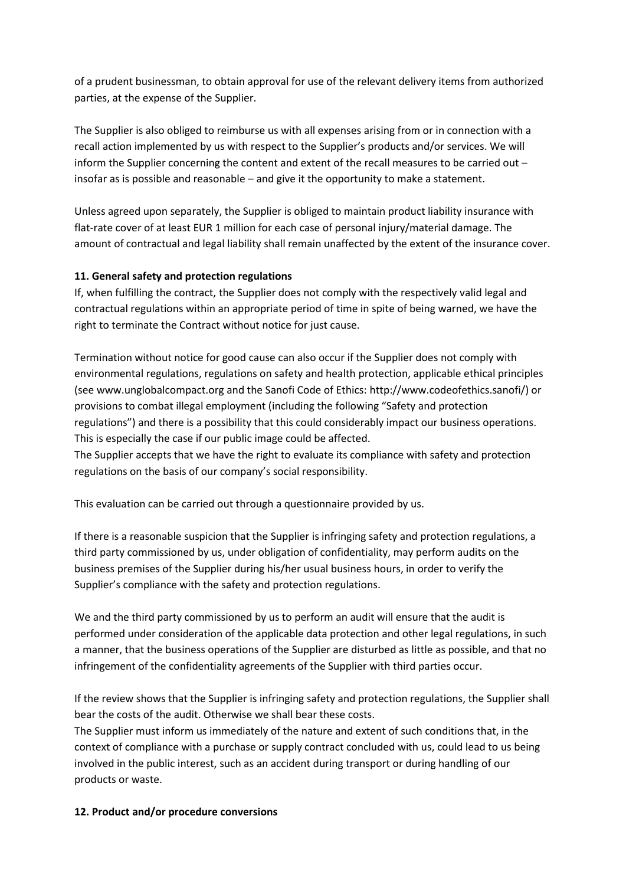of a prudent businessman, to obtain approval for use of the relevant delivery items from authorized parties, at the expense of the Supplier.

The Supplier is also obliged to reimburse us with all expenses arising from or in connection with a recall action implemented by us with respect to the Supplier's products and/or services. We will inform the Supplier concerning the content and extent of the recall measures to be carried out – insofar as is possible and reasonable – and give it the opportunity to make a statement.

Unless agreed upon separately, the Supplier is obliged to maintain product liability insurance with flat-rate cover of at least EUR 1 million for each case of personal injury/material damage. The amount of contractual and legal liability shall remain unaffected by the extent of the insurance cover.

**11. General safety and protection regulations**

If, when fulfilling the contract, the Supplier does not comply with the respectively valid legal and contractual regulations within an appropriate period of time in spite of being warned, we have the right to terminate the Contract without notice for just cause.

Termination without notice for good cause can also occur if the Supplier does not comply with environmental regulations, regulations on safety and health protection, applicable ethical principles (see www.unglobalcompact.org and the Sanofi Code of Ethics: http://www.codeofethics.sanofi/) or provisions to combat illegal employment (including the following "Safety and protection regulations") and there is a possibility that this could considerably impact our business operations. This is especially the case if our public image could be affected.

The Supplier accepts that we have the right to evaluate its compliance with safety and protection regulations on the basis of our company's social responsibility.

This evaluation can be carried out through a questionnaire provided by us.

If there is a reasonable suspicion that the Supplier is infringing safety and protection regulations, a third party commissioned by us, under obligation of confidentiality, may perform audits on the business premises of the Supplier during his/her usual business hours, in order to verify the Supplier's compliance with the safety and protection regulations.

We and the third party commissioned by us to perform an audit will ensure that the audit is performed under consideration of the applicable data protection and other legal regulations, in such a manner, that the business operations of the Supplier are disturbed as little as possible, and that no infringement of the confidentiality agreements of the Supplier with third parties occur.

If the review shows that the Supplier is infringing safety and protection regulations, the Supplier shall bear the costs of the audit. Otherwise we shall bear these costs.

The Supplier must inform us immediately of the nature and extent of such conditions that, in the context of compliance with a purchase or supply contract concluded with us, could lead to us being involved in the public interest, such as an accident during transport or during handling of our products or waste.

**12. Product and/or procedure conversions**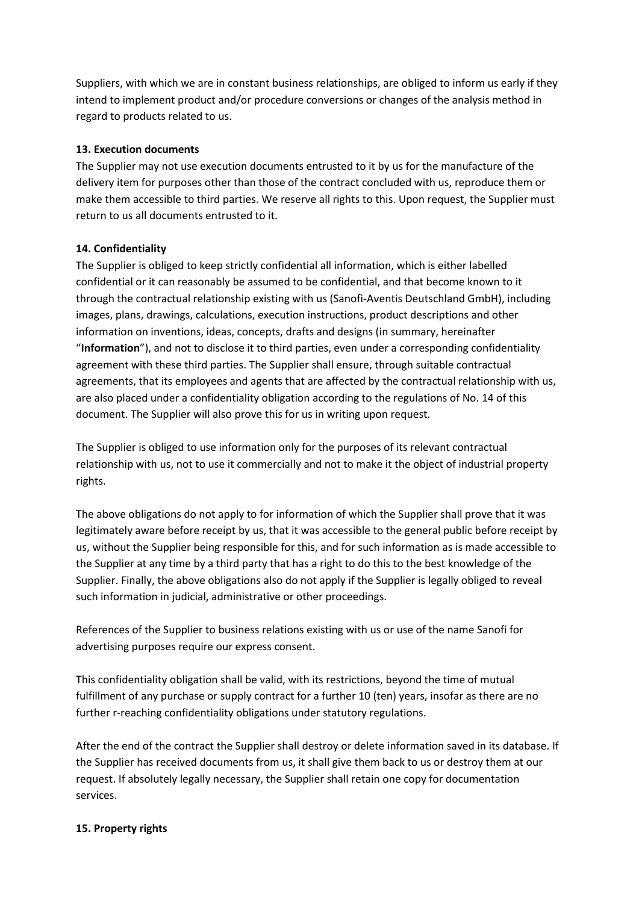Suppliers, with which we are in constant business relationships, are obliged to inform us early if they intend to implement product and/or procedure conversions or changes of the analysis method in regard to products related to us.

**13. Execution documents**

The Supplier may not use execution documents entrusted to it by us for the manufacture of the delivery item for purposes other than those of the contract concluded with us, reproduce them or make them accessible to third parties. We reserve all rights to this. Upon request, the Supplier must return to us all documents entrusted to it.

**14. Confidentiality**

The Supplier is obliged to keep strictly confidential all information, which is either labelled confidential or it can reasonably be assumed to be confidential, and that become known to it through the contractual relationship existing with us (Sanofi-Aventis Deutschland GmbH), including images, plans, drawings, calculations, execution instructions, product descriptions and other information on inventions, ideas, concepts, drafts and designs (in summary, hereinafter "**Information**"), and not to disclose it to third parties, even under a corresponding confidentiality agreement with these third parties. The Supplier shall ensure, through suitable contractual agreements, that its employees and agents that are affected by the contractual relationship with us, are also placed under a confidentiality obligation according to the regulations of No. 14 of this document. The Supplier will also prove this for us in writing upon request.

The Supplier is obliged to use information only for the purposes of its relevant contractual relationship with us, not to use it commercially and not to make it the object of industrial property rights.

The above obligations do not apply to for information of which the Supplier shall prove that it was legitimately aware before receipt by us, that it was accessible to the general public before receipt by us, without the Supplier being responsible for this, and for such information as is made accessible to the Supplier at any time by a third party that has a right to do this to the best knowledge of the Supplier. Finally, the above obligations also do not apply if the Supplier is legally obliged to reveal such information in judicial, administrative or other proceedings.

References of the Supplier to business relations existing with us or use of the name Sanofi for advertising purposes require our express consent.

This confidentiality obligation shall be valid, with its restrictions, beyond the time of mutual fulfillment of any purchase or supply contract for a further 10 (ten) years, insofar as there are no further r-reaching confidentiality obligations under statutory regulations.

After the end of the contract the Supplier shall destroy or delete information saved in its database. If the Supplier has received documents from us, it shall give them back to us or destroy them at our request. If absolutely legally necessary, the Supplier shall retain one copy for documentation services.

**15. Property rights**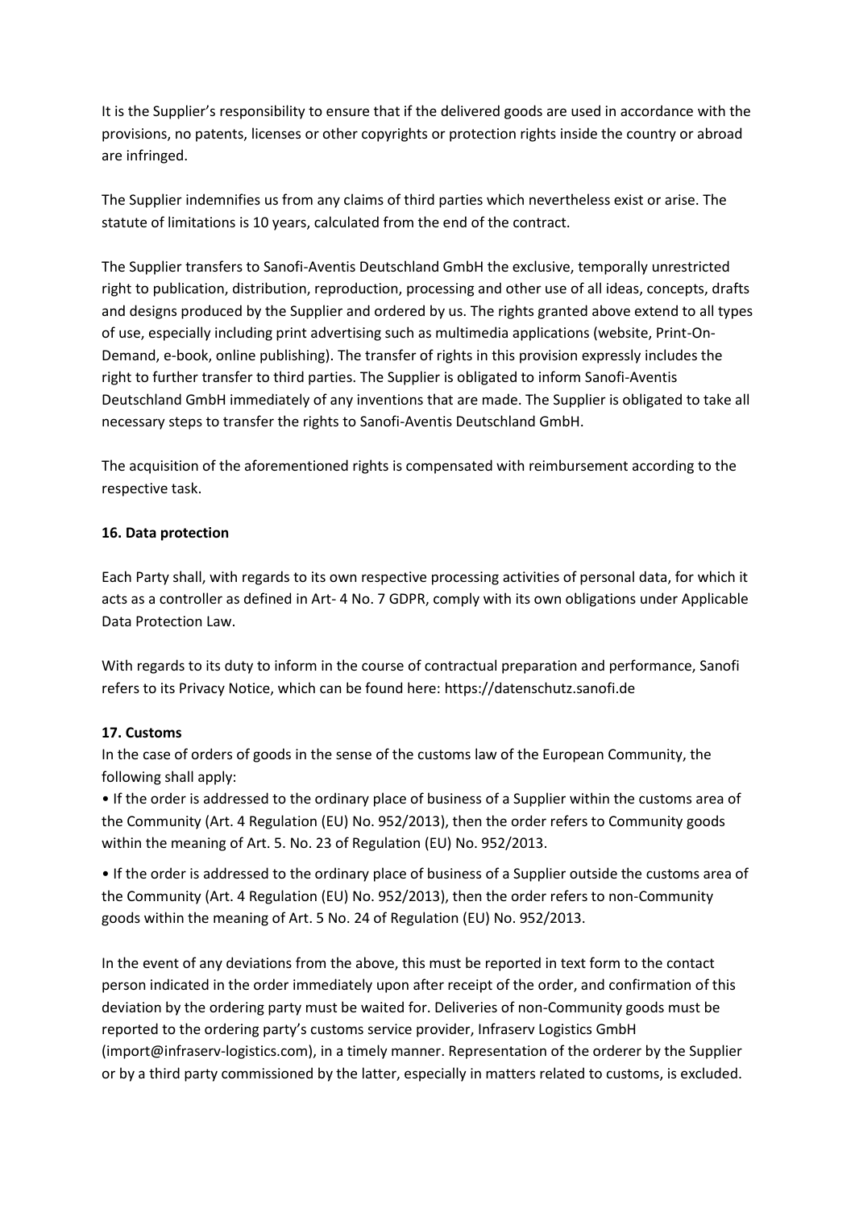It is the Supplier's responsibility to ensure that if the delivered goods are used in accordance with the provisions, no patents, licenses or other copyrights or protection rights inside the country or abroad are infringed.

The Supplier indemnifies us from any claims of third parties which nevertheless exist or arise. The statute of limitations is 10 years, calculated from the end of the contract.

The Supplier transfers to Sanofi-Aventis Deutschland GmbH the exclusive, temporally unrestricted right to publication, distribution, reproduction, processing and other use of all ideas, concepts, drafts and designs produced by the Supplier and ordered by us. The rights granted above extend to all types of use, especially including print advertising such as multimedia applications (website, Print-On-Demand, e-book, online publishing). The transfer of rights in this provision expressly includes the right to further transfer to third parties. The Supplier is obligated to inform Sanofi-Aventis Deutschland GmbH immediately of any inventions that are made. The Supplier is obligated to take all necessary steps to transfer the rights to Sanofi-Aventis Deutschland GmbH.

The acquisition of the aforementioned rights is compensated with reimbursement according to the respective task.

**16. Data protection**

Each Party shall, with regards to its own respective processing activities of personal data, for which it acts as a controller as defined in Art- 4 No. 7 GDPR, comply with its own obligations under Applicable Data Protection Law.

With regards to its duty to inform in the course of contractual preparation and performance, Sanofi refers to its Privacy Notice, which can be found here: https://datenschutz.sanofi.de

**17. Customs**

In the case of orders of goods in the sense of the customs law of the European Community, the following shall apply:

- If the order is addressed to the ordinary place of business of a Supplier within the customs area of the Community (Art. 4 Regulation (EU) No. 952/2013), then the order refers to Community goods within the meaning of Art. 5. No. 23 of Regulation (EU) No. 952/2013.
- If the order is addressed to the ordinary place of business of a Supplier outside the customs area of the Community (Art. 4 Regulation (EU) No. 952/2013), then the order refers to non-Community goods within the meaning of Art. 5 No. 24 of Regulation (EU) No. 952/2013.

In the event of any deviations from the above, this must be reported in text form to the contact person indicated in the order immediately upon after receipt of the order, and confirmation of this deviation by the ordering party must be waited for. Deliveries of non-Community goods must be reported to the ordering party's customs service provider, Infraserv Logistics GmbH (import@infraserv-logistics.com), in a timely manner. Representation of the orderer by the Supplier or by a third party commissioned by the latter, especially in matters related to customs, is excluded.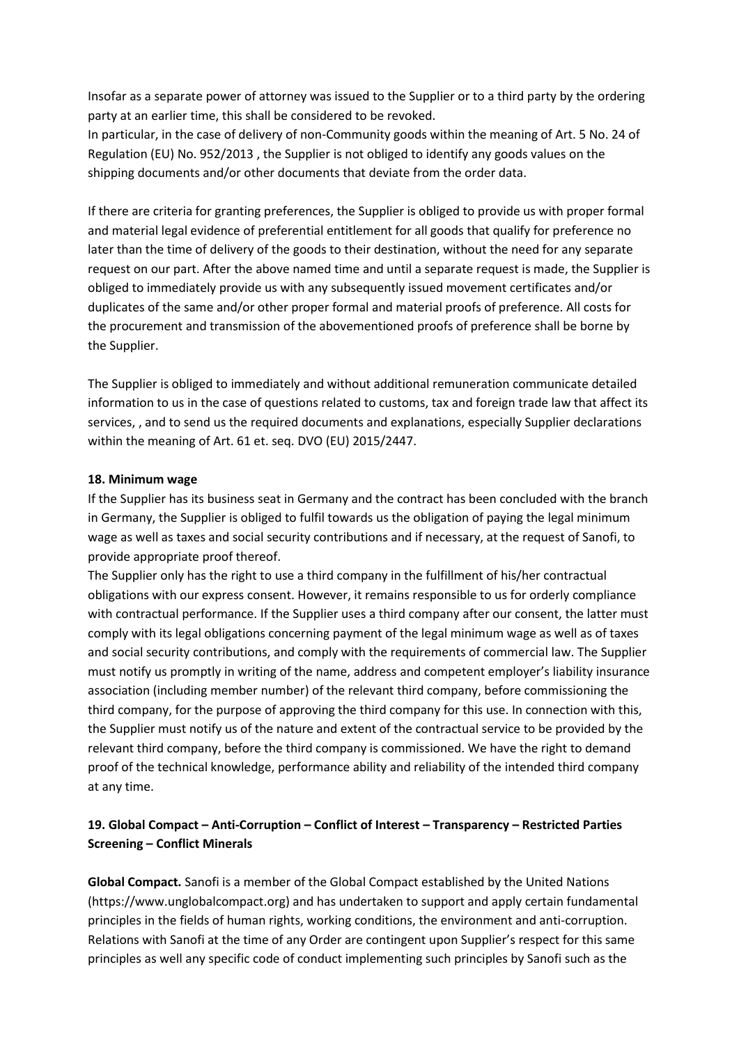Insofar as a separate power of attorney was issued to the Supplier or to a third party by the ordering party at an earlier time, this shall be considered to be revoked.
In particular, in the case of delivery of non-Community goods within the meaning of Art. 5 No. 24 of Regulation (EU) No. 952/2013 , the Supplier is not obliged to identify any goods values on the shipping documents and/or other documents that deviate from the order data.

If there are criteria for granting preferences, the Supplier is obliged to provide us with proper formal and material legal evidence of preferential entitlement for all goods that qualify for preference no later than the time of delivery of the goods to their destination, without the need for any separate request on our part. After the above named time and until a separate request is made, the Supplier is obliged to immediately provide us with any subsequently issued movement certificates and/or duplicates of the same and/or other proper formal and material proofs of preference. All costs for the procurement and transmission of the abovementioned proofs of preference shall be borne by the Supplier.

The Supplier is obliged to immediately and without additional remuneration communicate detailed information to us in the case of questions related to customs, tax and foreign trade law that affect its services, , and to send us the required documents and explanations, especially Supplier declarations within the meaning of Art. 61 et. seq. DVO (EU) 2015/2447.

**18. Minimum wage**

If the Supplier has its business seat in Germany and the contract has been concluded with the branch in Germany, the Supplier is obliged to fulfil towards us the obligation of paying the legal minimum wage as well as taxes and social security contributions and if necessary, at the request of Sanofi, to provide appropriate proof thereof.
The Supplier only has the right to use a third company in the fulfillment of his/her contractual obligations with our express consent. However, it remains responsible to us for orderly compliance with contractual performance. If the Supplier uses a third company after our consent, the latter must comply with its legal obligations concerning payment of the legal minimum wage as well as of taxes and social security contributions, and comply with the requirements of commercial law. The Supplier must notify us promptly in writing of the name, address and competent employer's liability insurance association (including member number) of the relevant third company, before commissioning the third company, for the purpose of approving the third company for this use. In connection with this, the Supplier must notify us of the nature and extent of the contractual service to be provided by the relevant third company, before the third company is commissioned. We have the right to demand proof of the technical knowledge, performance ability and reliability of the intended third company at any time.

**19. Global Compact – Anti-Corruption – Conflict of Interest – Transparency – Restricted Parties Screening – Conflict Minerals**

**Global Compact.** Sanofi is a member of the Global Compact established by the United Nations (https://www.unglobalcompact.org) and has undertaken to support and apply certain fundamental principles in the fields of human rights, working conditions, the environment and anti-corruption. Relations with Sanofi at the time of any Order are contingent upon Supplier's respect for this same principles as well any specific code of conduct implementing such principles by Sanofi such as the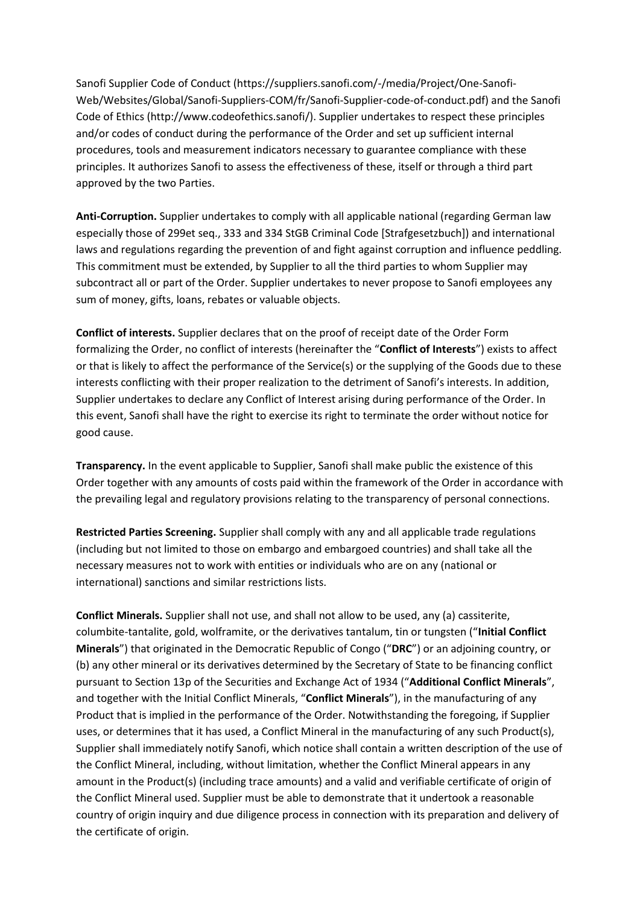Sanofi Supplier Code of Conduct (https://suppliers.sanofi.com/-/media/Project/One-Sanofi-Web/Websites/Global/Sanofi-Suppliers-COM/fr/Sanofi-Supplier-code-of-conduct.pdf) and the Sanofi Code of Ethics (http://www.codeofethics.sanofi/). Supplier undertakes to respect these principles and/or codes of conduct during the performance of the Order and set up sufficient internal procedures, tools and measurement indicators necessary to guarantee compliance with these principles. It authorizes Sanofi to assess the effectiveness of these, itself or through a third part approved by the two Parties.

**Anti-Corruption.** Supplier undertakes to comply with all applicable national (regarding German law especially those of 299et seq., 333 and 334 StGB Criminal Code [Strafgesetzbuch]) and international laws and regulations regarding the prevention of and fight against corruption and influence peddling. This commitment must be extended, by Supplier to all the third parties to whom Supplier may subcontract all or part of the Order. Supplier undertakes to never propose to Sanofi employees any sum of money, gifts, loans, rebates or valuable objects.

**Conflict of interests.** Supplier declares that on the proof of receipt date of the Order Form formalizing the Order, no conflict of interests (hereinafter the "**Conflict of Interests**") exists to affect or that is likely to affect the performance of the Service(s) or the supplying of the Goods due to these interests conflicting with their proper realization to the detriment of Sanofi's interests. In addition, Supplier undertakes to declare any Conflict of Interest arising during performance of the Order. In this event, Sanofi shall have the right to exercise its right to terminate the order without notice for good cause.

**Transparency.** In the event applicable to Supplier, Sanofi shall make public the existence of this Order together with any amounts of costs paid within the framework of the Order in accordance with the prevailing legal and regulatory provisions relating to the transparency of personal connections.

**Restricted Parties Screening.** Supplier shall comply with any and all applicable trade regulations (including but not limited to those on embargo and embargoed countries) and shall take all the necessary measures not to work with entities or individuals who are on any (national or international) sanctions and similar restrictions lists.

**Conflict Minerals.** Supplier shall not use, and shall not allow to be used, any (a) cassiterite, columbite-tantalite, gold, wolframite, or the derivatives tantalum, tin or tungsten ("**Initial Conflict Minerals**") that originated in the Democratic Republic of Congo ("**DRC**") or an adjoining country, or (b) any other mineral or its derivatives determined by the Secretary of State to be financing conflict pursuant to Section 13p of the Securities and Exchange Act of 1934 ("**Additional Conflict Minerals**", and together with the Initial Conflict Minerals, "**Conflict Minerals**"), in the manufacturing of any Product that is implied in the performance of the Order. Notwithstanding the foregoing, if Supplier uses, or determines that it has used, a Conflict Mineral in the manufacturing of any such Product(s), Supplier shall immediately notify Sanofi, which notice shall contain a written description of the use of the Conflict Mineral, including, without limitation, whether the Conflict Mineral appears in any amount in the Product(s) (including trace amounts) and a valid and verifiable certificate of origin of the Conflict Mineral used. Supplier must be able to demonstrate that it undertook a reasonable country of origin inquiry and due diligence process in connection with its preparation and delivery of the certificate of origin.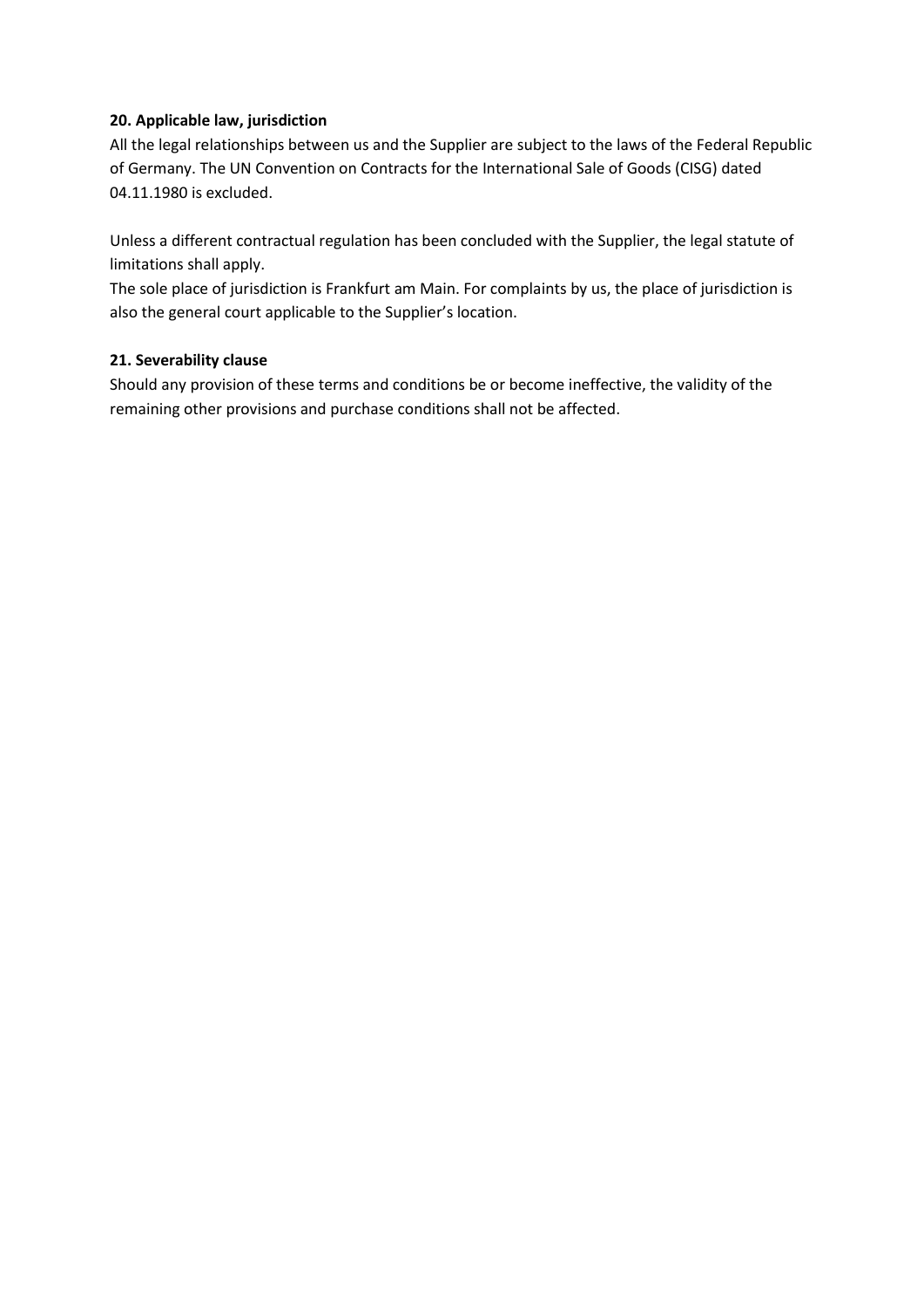**20. Applicable law, jurisdiction**

All the legal relationships between us and the Supplier are subject to the laws of the Federal Republic of Germany. The UN Convention on Contracts for the International Sale of Goods (CISG) dated 04.11.1980 is excluded.

Unless a different contractual regulation has been concluded with the Supplier, the legal statute of limitations shall apply.

The sole place of jurisdiction is Frankfurt am Main. For complaints by us, the place of jurisdiction is also the general court applicable to the Supplier's location.

**21. Severability clause**

Should any provision of these terms and conditions be or become ineffective, the validity of the remaining other provisions and purchase conditions shall not be affected.